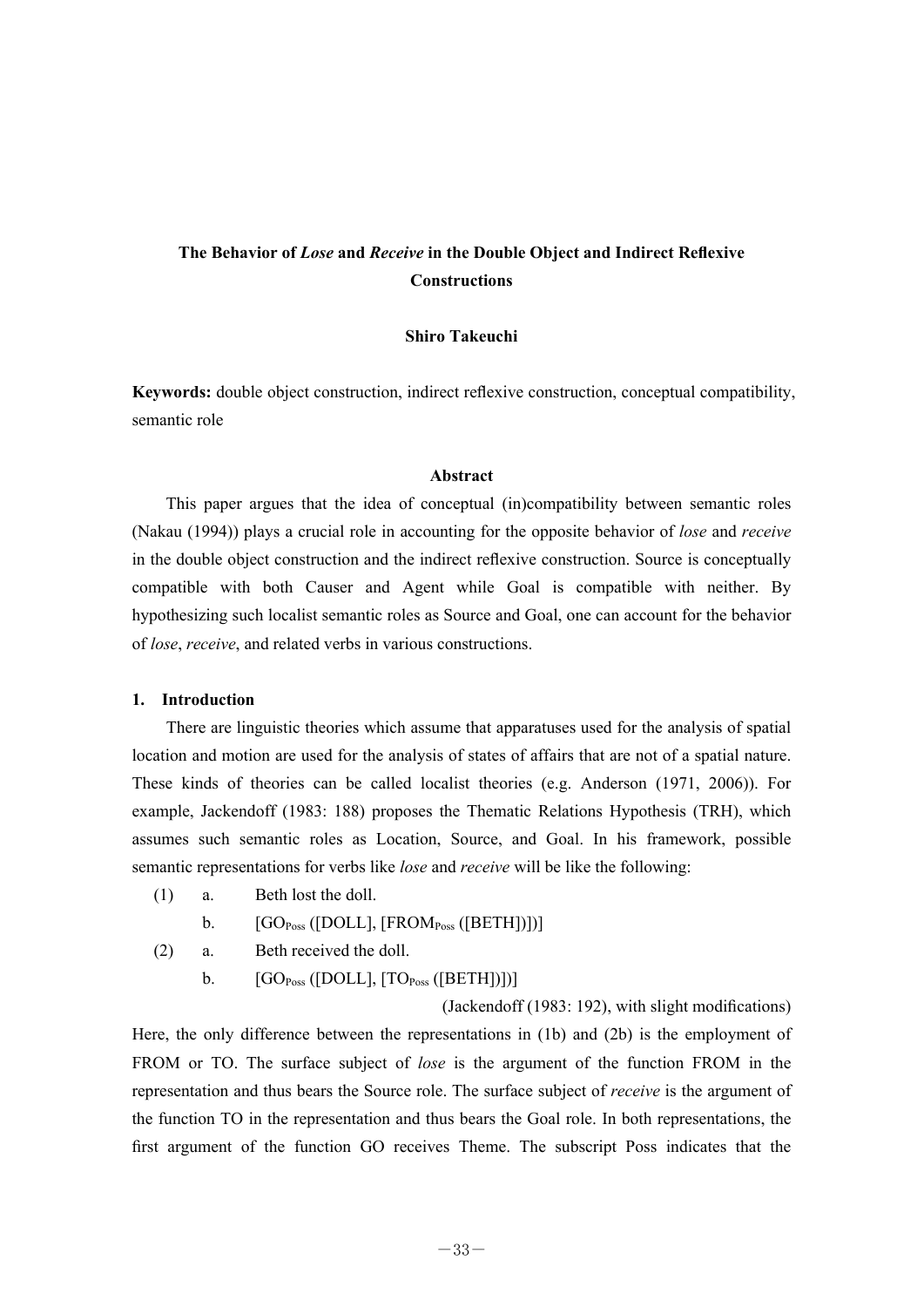# The Behavior of *Lose* and *Receive* in the Double Object and Indirect Reflexive Constructions

**Shiro Takeuchi**

**Keywords:** double object construction, indirect reflexive construction, conceptual compatibility, semantic role

## Abstract

This paper argues that the idea of conceptual (in)compatibility between semantic roles (Nakau (1994)) plays a crucial role in accounting for the opposite behavior of *lose* and *receive* in the double object construction and the indirect reflexive construction. Source is conceptually compatible with both Causer and Agent while Goal is compatible with neither. By hypothesizing such localist semantic roles as Source and Goal, one can account for the behavior of *lose*, *receive*, and related verbs in various constructions.

## 1. Introduction

There are linguistic theories which assume that apparatuses used for the analysis of spatial location and motion are used for the analysis of states of affairs that are not of a spatial nature. These kinds of theories can be called localist theories (e.g. Anderson (1971, 2006)). For example, Jackendoff (1983: 188) proposes the Thematic Relations Hypothesis (TRH), which assumes such semantic roles as Location, Source, and Goal. In his framework, possible semantic representations for verbs like *lose* and *receive* will be like the following:

(1) a. Beth lost the doll.

b. [$GO_{Poss}$ ([DOLL], [$FROM_{Poss}$ ([BETH])])]

(2) a. Beth received the doll.

b. [$GO_{Poss}$ ([DOLL], [$TO_{Poss}$ ([BETH])])]

(Jackendoff (1983: 192), with slight modifications)

Here, the only difference between the representations in (1b) and (2b) is the employment of FROM or TO. The surface subject of *lose* is the argument of the function FROM in the representation and thus bears the Source role. The surface subject of *receive* is the argument of the function TO in the representation and thus bears the Goal role. In both representations, the first argument of the function GO receives Theme. The subscript Poss indicates that the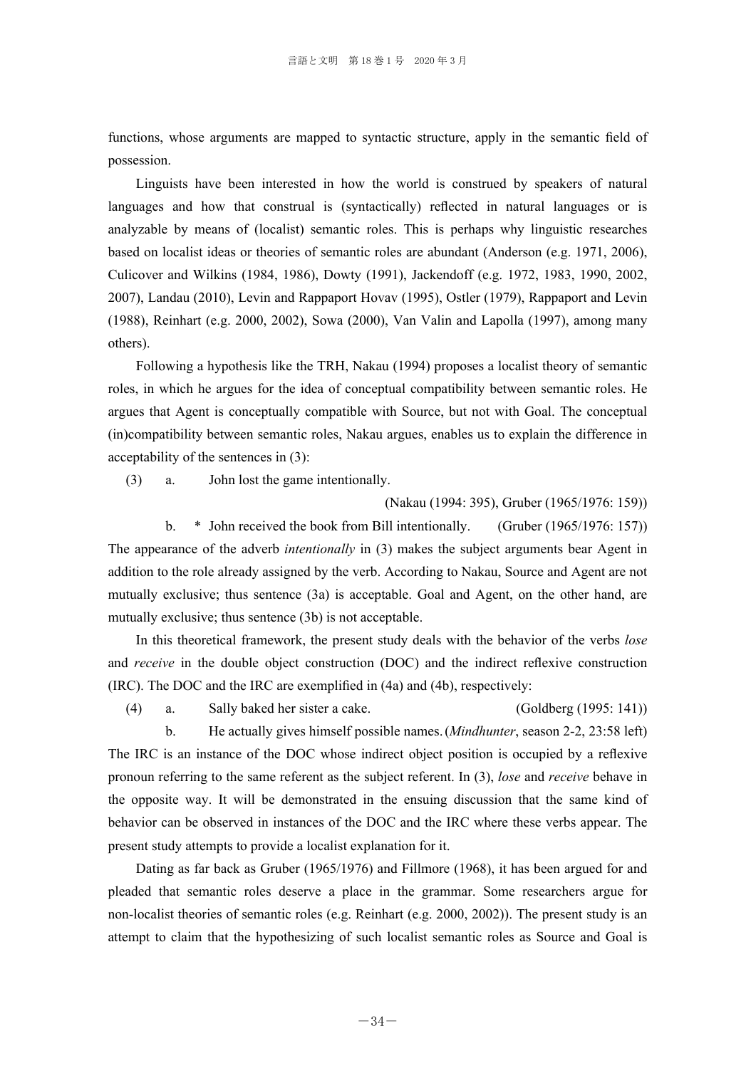functions, whose arguments are mapped to syntactic structure, apply in the semantic field of possession.

Linguists have been interested in how the world is construed by speakers of natural languages and how that construal is (syntactically) reflected in natural languages or is analyzable by means of (localist) semantic roles. This is perhaps why linguistic researches based on localist ideas or theories of semantic roles are abundant (Anderson (e.g. 1971, 2006), Culicover and Wilkins (1984, 1986), Dowty (1991), Jackendoff (e.g. 1972, 1983, 1990, 2002, 2007), Landau (2010), Levin and Rappaport Hovav (1995), Ostler (1979), Rappaport and Levin (1988), Reinhart (e.g. 2000, 2002), Sowa (2000), Van Valin and Lapolla (1997), among many others).

Following a hypothesis like the TRH, Nakau (1994) proposes a localist theory of semantic roles, in which he argues for the idea of conceptual compatibility between semantic roles. He argues that Agent is conceptually compatible with Source, but not with Goal. The conceptual (in)compatibility between semantic roles, Nakau argues, enables us to explain the difference in acceptability of the sentences in (3):

(3) a. John lost the game intentionally. (Nakau (1994: 395), Gruber (1965/1976: 159))

b. * John received the book from Bill intentionally. (Gruber (1965/1976: 157))

The appearance of the adverb *intentionally* in (3) makes the subject arguments bear Agent in addition to the role already assigned by the verb. According to Nakau, Source and Agent are not mutually exclusive; thus sentence (3a) is acceptable. Goal and Agent, on the other hand, are mutually exclusive; thus sentence (3b) is not acceptable.

In this theoretical framework, the present study deals with the behavior of the verbs *lose* and *receive* in the double object construction (DOC) and the indirect reflexive construction (IRC). The DOC and the IRC are exemplified in (4a) and (4b), respectively:

(4) a. Sally baked her sister a cake. (Goldberg (1995: 141))

b. He actually gives himself possible names. (*Mindhunter*, season 2-2, 23:58 left)

The IRC is an instance of the DOC whose indirect object position is occupied by a reflexive pronoun referring to the same referent as the subject referent. In (3), *lose* and *receive* behave in the opposite way. It will be demonstrated in the ensuing discussion that the same kind of behavior can be observed in instances of the DOC and the IRC where these verbs appear. The present study attempts to provide a localist explanation for it.

Dating as far back as Gruber (1965/1976) and Fillmore (1968), it has been argued for and pleaded that semantic roles deserve a place in the grammar. Some researchers argue for non-localist theories of semantic roles (e.g. Reinhart (e.g. 2000, 2002)). The present study is an attempt to claim that the hypothesizing of such localist semantic roles as Source and Goal is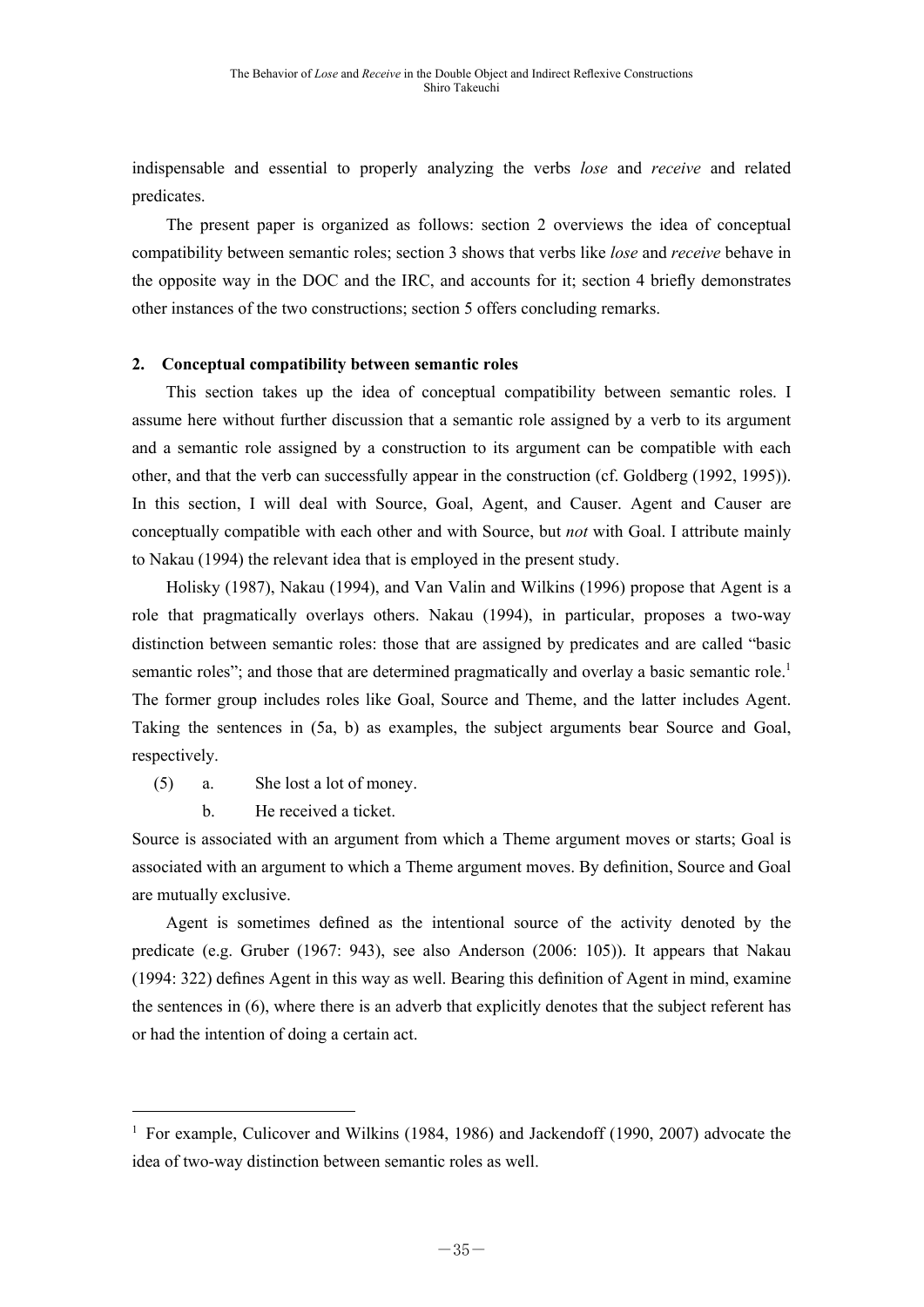indispensable and essential to properly analyzing the verbs *lose* and *receive* and related predicates.

The present paper is organized as follows: section 2 overviews the idea of conceptual compatibility between semantic roles; section 3 shows that verbs like *lose* and *receive* behave in the opposite way in the DOC and the IRC, and accounts for it; section 4 briefly demonstrates other instances of the two constructions; section 5 offers concluding remarks.

## 2. Conceptual compatibility between semantic roles

This section takes up the idea of conceptual compatibility between semantic roles. I assume here without further discussion that a semantic role assigned by a verb to its argument and a semantic role assigned by a construction to its argument can be compatible with each other, and that the verb can successfully appear in the construction (cf. Goldberg (1992, 1995)). In this section, I will deal with Source, Goal, Agent, and Causer. Agent and Causer are conceptually compatible with each other and with Source, but *not* with Goal. I attribute mainly to Nakau (1994) the relevant idea that is employed in the present study.

Holisky (1987), Nakau (1994), and Van Valin and Wilkins (1996) propose that Agent is a role that pragmatically overlays others. Nakau (1994), in particular, proposes a two-way distinction between semantic roles: those that are assigned by predicates and are called "basic semantic roles"; and those that are determined pragmatically and overlay a basic semantic role.[1] The former group includes roles like Goal, Source and Theme, and the latter includes Agent. Taking the sentences in (5a, b) as examples, the subject arguments bear Source and Goal, respectively.

(5) a. She lost a lot of money.

b. He received a ticket.

Source is associated with an argument from which a Theme argument moves or starts; Goal is associated with an argument to which a Theme argument moves. By definition, Source and Goal are mutually exclusive.

Agent is sometimes defined as the intentional source of the activity denoted by the predicate (e.g. Gruber (1967: 943), see also Anderson (2006: 105)). It appears that Nakau (1994: 322) defines Agent in this way as well. Bearing this definition of Agent in mind, examine the sentences in (6), where there is an adverb that explicitly denotes that the subject referent has or had the intention of doing a certain act.

---

[1] For example, Culicover and Wilkins (1984, 1986) and Jackendoff (1990, 2007) advocate the idea of two-way distinction between semantic roles as well.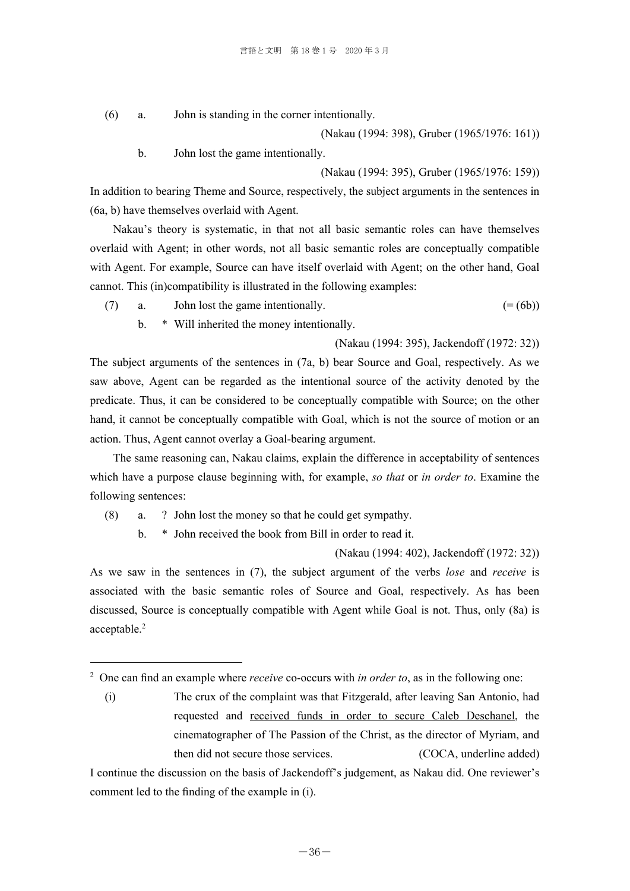(6) a. John is standing in the corner intentionally.

(Nakau (1994: 398), Gruber (1965/1976: 161))

b. John lost the game intentionally.

(Nakau (1994: 395), Gruber (1965/1976: 159))

In addition to bearing Theme and Source, respectively, the subject arguments in the sentences in (6a, b) have themselves overlaid with Agent.

Nakau's theory is systematic, in that not all basic semantic roles can have themselves overlaid with Agent; in other words, not all basic semantic roles are conceptually compatible with Agent. For example, Source can have itself overlaid with Agent; on the other hand, Goal cannot. This (in)compatibility is illustrated in the following examples:

(7) a. John lost the game intentionally. (= (6b))

b. * Will inherited the money intentionally.

(Nakau (1994: 395), Jackendoff (1972: 32))

The subject arguments of the sentences in (7a, b) bear Source and Goal, respectively. As we saw above, Agent can be regarded as the intentional source of the activity denoted by the predicate. Thus, it can be considered to be conceptually compatible with Source; on the other hand, it cannot be conceptually compatible with Goal, which is not the source of motion or an action. Thus, Agent cannot overlay a Goal-bearing argument.

The same reasoning can, Nakau claims, explain the difference in acceptability of sentences which have a purpose clause beginning with, for example, *so that* or *in order to*. Examine the following sentences:

(8) a. ? John lost the money so that he could get sympathy.

b. * John received the book from Bill in order to read it.

(Nakau (1994: 402), Jackendoff (1972: 32))

As we saw in the sentences in (7), the subject argument of the verbs *lose* and *receive* is associated with the basic semantic roles of Source and Goal, respectively. As has been discussed, Source is conceptually compatible with Agent while Goal is not. Thus, only (8a) is acceptable.[2]

---

[2] One can find an example where *receive* co-occurs with *in order to*, as in the following one:

(i) The crux of the complaint was that Fitzgerald, after leaving San Antonio, had requested and <u>received funds in order to secure Caleb Deschanel</u>, the cinematographer of The Passion of the Christ, as the director of Myriam, and then did not secure those services. (COCA, underline added)

I continue the discussion on the basis of Jackendoff's judgement, as Nakau did. One reviewer's comment led to the finding of the example in (i).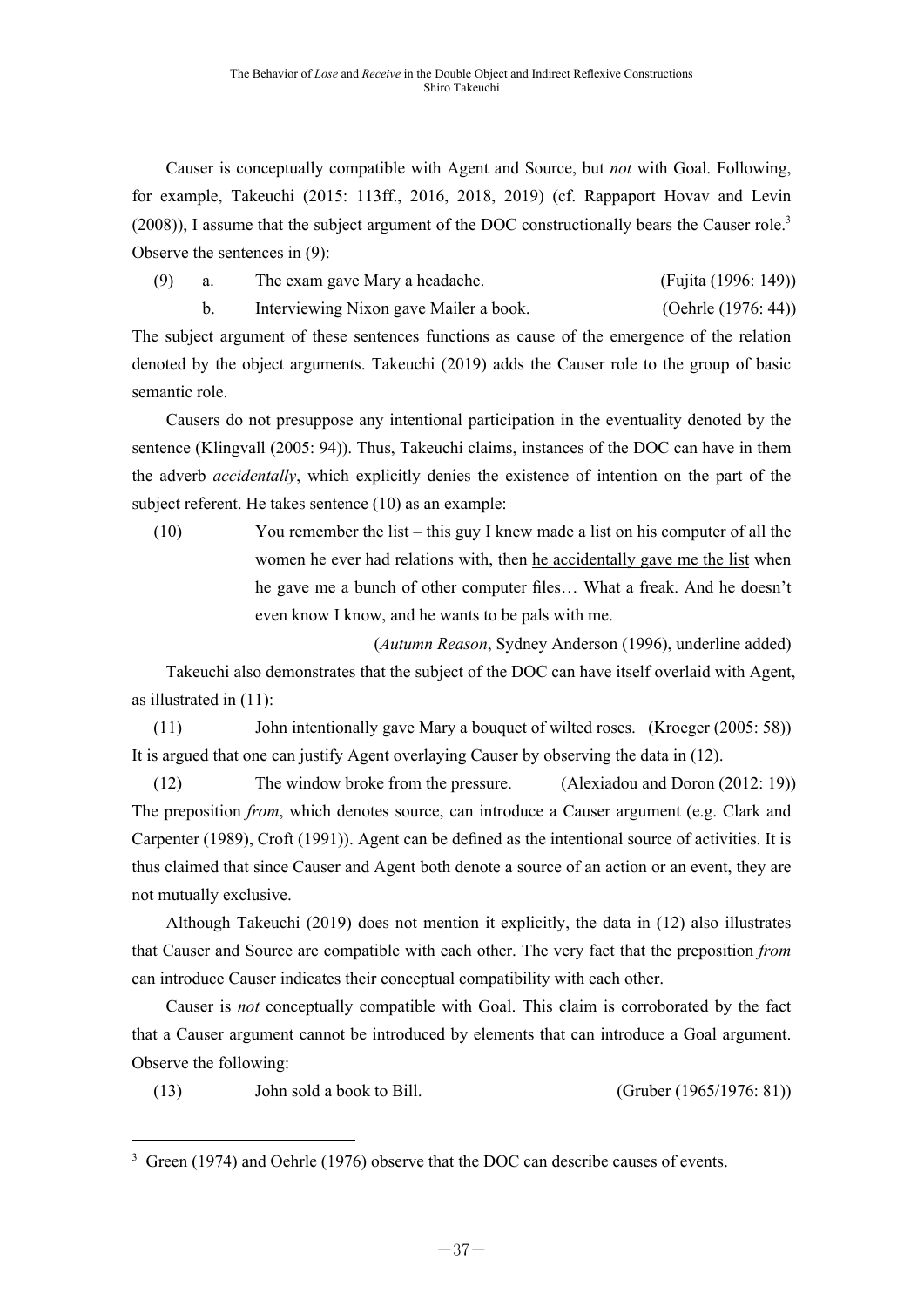Causer is conceptually compatible with Agent and Source, but *not* with Goal. Following, for example, Takeuchi (2015: 113ff., 2016, 2018, 2019) (cf. Rappaport Hovav and Levin (2008)), I assume that the subject argument of the DOC constructionally bears the Causer role.[3] Observe the sentences in (9):

(9) a. The exam gave Mary a headache. (Fujita (1996: 149))

b. Interviewing Nixon gave Mailer a book. (Oehrle (1976: 44))

The subject argument of these sentences functions as cause of the emergence of the relation denoted by the object arguments. Takeuchi (2019) adds the Causer role to the group of basic semantic role.

Causers do not presuppose any intentional participation in the eventuality denoted by the sentence (Klingvall (2005: 94)). Thus, Takeuchi claims, instances of the DOC can have in them the adverb *accidentally*, which explicitly denies the existence of intention on the part of the subject referent. He takes sentence (10) as an example:

(10) You remember the list – this guy I knew made a list on his computer of all the women he ever had relations with, then <u>he accidentally gave me the list</u> when he gave me a bunch of other computer files… What a freak. And he doesn't even know I know, and he wants to be pals with me.

(*Autumn Reason*, Sydney Anderson (1996), underline added)

Takeuchi also demonstrates that the subject of the DOC can have itself overlaid with Agent, as illustrated in (11):

(11) John intentionally gave Mary a bouquet of wilted roses. (Kroeger (2005: 58))

It is argued that one can justify Agent overlaying Causer by observing the data in (12).

(12) The window broke from the pressure. (Alexiadou and Doron (2012: 19))

The preposition *from*, which denotes source, can introduce a Causer argument (e.g. Clark and Carpenter (1989), Croft (1991)). Agent can be defined as the intentional source of activities. It is thus claimed that since Causer and Agent both denote a source of an action or an event, they are not mutually exclusive.

Although Takeuchi (2019) does not mention it explicitly, the data in (12) also illustrates that Causer and Source are compatible with each other. The very fact that the preposition *from* can introduce Causer indicates their conceptual compatibility with each other.

Causer is *not* conceptually compatible with Goal. This claim is corroborated by the fact that a Causer argument cannot be introduced by elements that can introduce a Goal argument. Observe the following:

(13) John sold a book to Bill. (Gruber (1965/1976: 81))

---

[3] Green (1974) and Oehrle (1976) observe that the DOC can describe causes of events.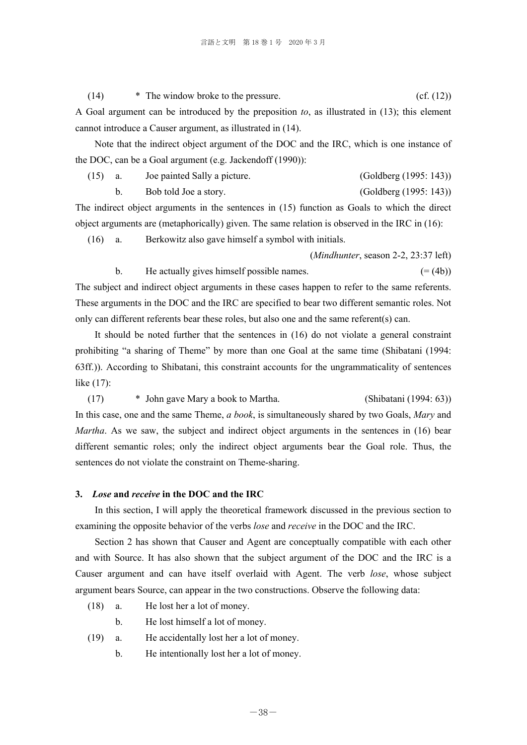(14) * The window broke to the pressure. (cf. (12))

A Goal argument can be introduced by the preposition *to*, as illustrated in (13); this element cannot introduce a Causer argument, as illustrated in (14).

Note that the indirect object argument of the DOC and the IRC, which is one instance of the DOC, can be a Goal argument (e.g. Jackendoff (1990)):

(15) a. Joe painted Sally a picture. (Goldberg (1995: 143))

b. Bob told Joe a story. (Goldberg (1995: 143))

The indirect object arguments in the sentences in (15) function as Goals to which the direct object arguments are (metaphorically) given. The same relation is observed in the IRC in (16):

(16) a. Berkowitz also gave himself a symbol with initials.

(*Mindhunter*, season 2-2, 23:37 left)

b. He actually gives himself possible names. (= (4b))

The subject and indirect object arguments in these cases happen to refer to the same referents. These arguments in the DOC and the IRC are specified to bear two different semantic roles. Not only can different referents bear these roles, but also one and the same referent(s) can.

It should be noted further that the sentences in (16) do not violate a general constraint prohibiting "a sharing of Theme" by more than one Goal at the same time (Shibatani (1994: 63ff.)). According to Shibatani, this constraint accounts for the ungrammaticality of sentences like (17):

(17) * John gave Mary a book to Martha. (Shibatani (1994: 63))

In this case, one and the same Theme, *a book*, is simultaneously shared by two Goals, *Mary* and *Martha*. As we saw, the subject and indirect object arguments in the sentences in (16) bear different semantic roles; only the indirect object arguments bear the Goal role. Thus, the sentences do not violate the constraint on Theme-sharing.

## 3. *Lose* and *receive* in the DOC and the IRC

In this section, I will apply the theoretical framework discussed in the previous section to examining the opposite behavior of the verbs *lose* and *receive* in the DOC and the IRC.

Section 2 has shown that Causer and Agent are conceptually compatible with each other and with Source. It has also shown that the subject argument of the DOC and the IRC is a Causer argument and can have itself overlaid with Agent. The verb *lose*, whose subject argument bears Source, can appear in the two constructions. Observe the following data:

(18) a. He lost her a lot of money.

b. He lost himself a lot of money.

(19) a. He accidentally lost her a lot of money.

b. He intentionally lost her a lot of money.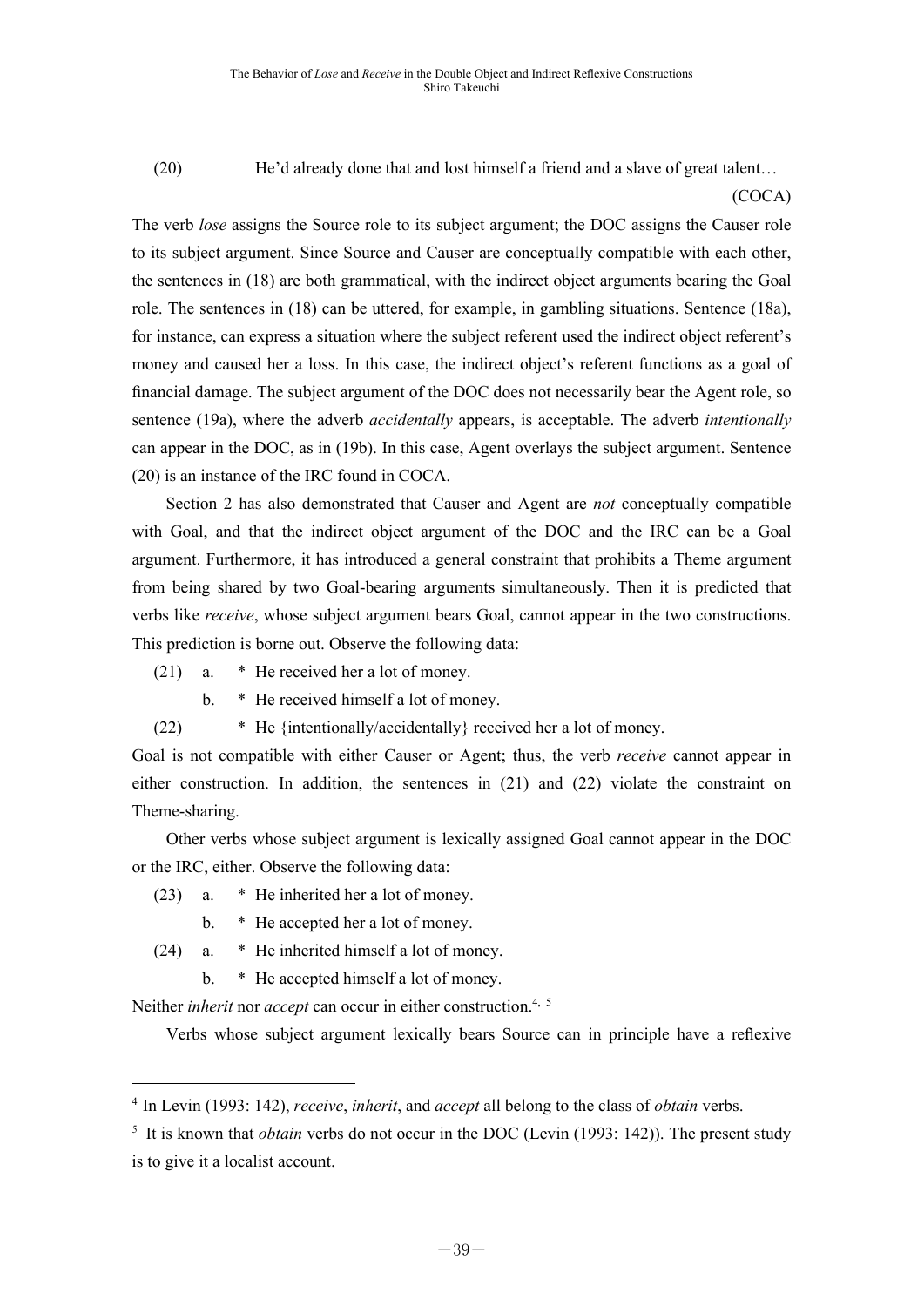(20) He'd already done that and lost himself a friend and a slave of great talent… (COCA)

The verb *lose* assigns the Source role to its subject argument; the DOC assigns the Causer role to its subject argument. Since Source and Causer are conceptually compatible with each other, the sentences in (18) are both grammatical, with the indirect object arguments bearing the Goal role. The sentences in (18) can be uttered, for example, in gambling situations. Sentence (18a), for instance, can express a situation where the subject referent used the indirect object referent's money and caused her a loss. In this case, the indirect object's referent functions as a goal of financial damage. The subject argument of the DOC does not necessarily bear the Agent role, so sentence (19a), where the adverb *accidentally* appears, is acceptable. The adverb *intentionally* can appear in the DOC, as in (19b). In this case, Agent overlays the subject argument. Sentence (20) is an instance of the IRC found in COCA.

Section 2 has also demonstrated that Causer and Agent are *not* conceptually compatible with Goal, and that the indirect object argument of the DOC and the IRC can be a Goal argument. Furthermore, it has introduced a general constraint that prohibits a Theme argument from being shared by two Goal-bearing arguments simultaneously. Then it is predicted that verbs like *receive*, whose subject argument bears Goal, cannot appear in the two constructions. This prediction is borne out. Observe the following data:

(21) a. * He received her a lot of money.

b. * He received himself a lot of money.

(22) * He {intentionally/accidentally} received her a lot of money.

Goal is not compatible with either Causer or Agent; thus, the verb *receive* cannot appear in either construction. In addition, the sentences in (21) and (22) violate the constraint on Theme-sharing.

Other verbs whose subject argument is lexically assigned Goal cannot appear in the DOC or the IRC, either. Observe the following data:

(23) a. * He inherited her a lot of money.

b. * He accepted her a lot of money.

(24) a. * He inherited himself a lot of money.

b. * He accepted himself a lot of money.

Neither *inherit* nor *accept* can occur in either construction.[4, 5]

Verbs whose subject argument lexically bears Source can in principle have a reflexive

---

[4] In Levin (1993: 142), *receive*, *inherit*, and *accept* all belong to the class of *obtain* verbs.

[5] It is known that *obtain* verbs do not occur in the DOC (Levin (1993: 142)). The present study is to give it a localist account.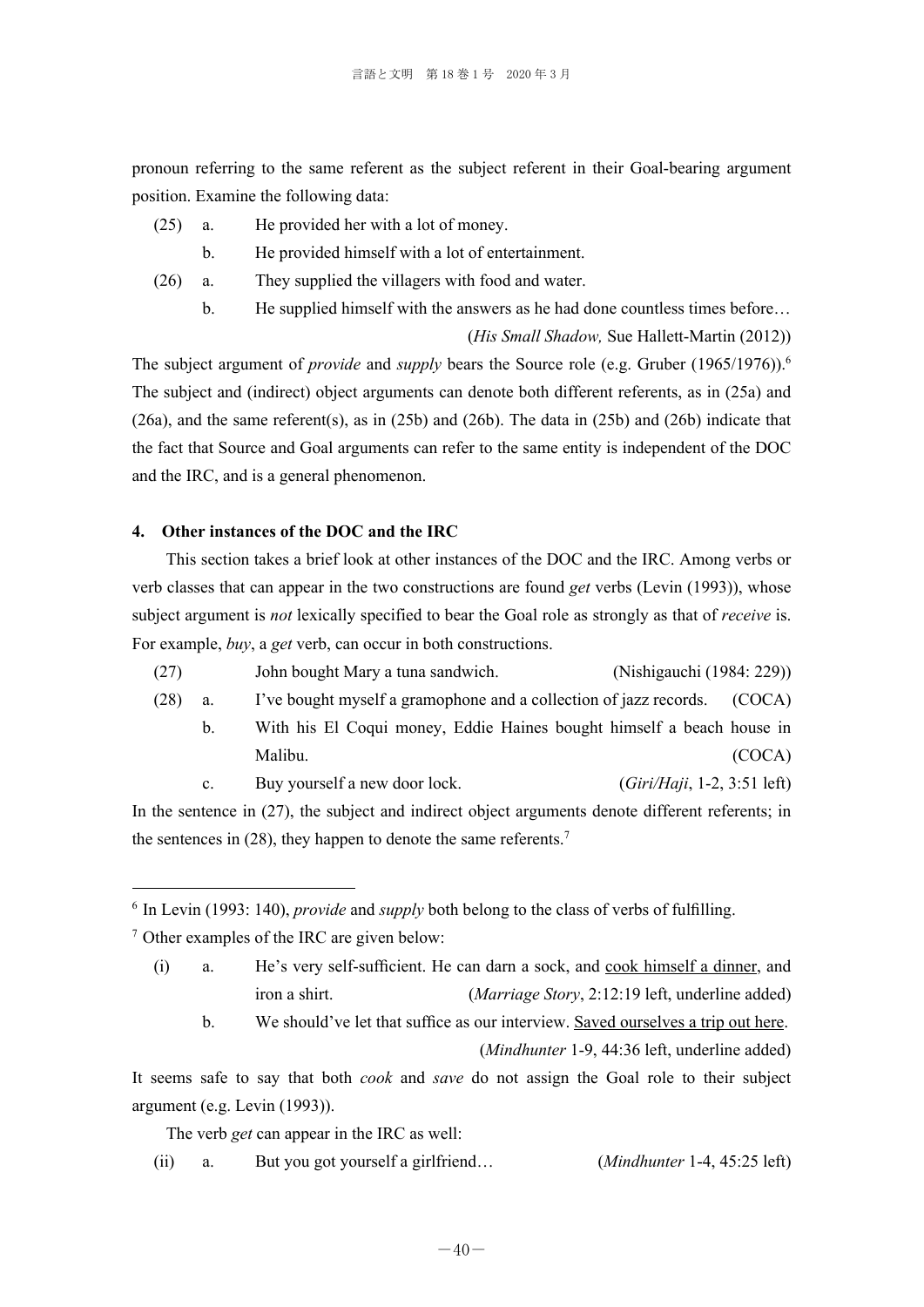pronoun referring to the same referent as the subject referent in their Goal-bearing argument position. Examine the following data:

(25) a. He provided her with a lot of money.

b. He provided himself with a lot of entertainment.

(26) a. They supplied the villagers with food and water.

b. He supplied himself with the answers as he had done countless times before…
(*His Small Shadow,* Sue Hallett-Martin (2012))

The subject argument of *provide* and *supply* bears the Source role (e.g. Gruber (1965/1976)).[6] The subject and (indirect) object arguments can denote both different referents, as in (25a) and (26a), and the same referent(s), as in (25b) and (26b). The data in (25b) and (26b) indicate that the fact that Source and Goal arguments can refer to the same entity is independent of the DOC and the IRC, and is a general phenomenon.

## 4. Other instances of the DOC and the IRC

This section takes a brief look at other instances of the DOC and the IRC. Among verbs or verb classes that can appear in the two constructions are found *get* verbs (Levin (1993)), whose subject argument is *not* lexically specified to bear the Goal role as strongly as that of *receive* is. For example, *buy*, a *get* verb, can occur in both constructions.

(27) John bought Mary a tuna sandwich. (Nishigauchi (1984: 229))

(28) a. I've bought myself a gramophone and a collection of jazz records. (COCA)

b. With his El Coqui money, Eddie Haines bought himself a beach house in Malibu. (COCA)

c. Buy yourself a new door lock. (*Giri/Haji*, 1-2, 3:51 left)

In the sentence in (27), the subject and indirect object arguments denote different referents; in the sentences in (28), they happen to denote the same referents.[7]

---

[6] In Levin (1993: 140), *provide* and *supply* both belong to the class of verbs of fulfilling.

[7] Other examples of the IRC are given below:

(i) a. He's very self-sufficient. He can darn a sock, and cook himself a dinner, and iron a shirt. (*Marriage Story*, 2:12:19 left, underline added)

b. We should've let that suffice as our interview. Saved ourselves a trip out here. (*Mindhunter* 1-9, 44:36 left, underline added)

It seems safe to say that both *cook* and *save* do not assign the Goal role to their subject argument (e.g. Levin (1993)).

The verb *get* can appear in the IRC as well:

(ii) a. But you got yourself a girlfriend… (*Mindhunter* 1-4, 45:25 left)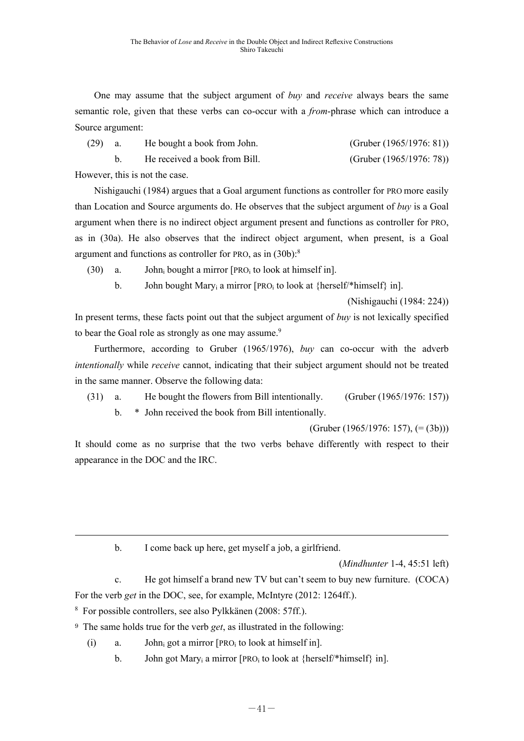One may assume that the subject argument of *buy* and *receive* always bears the same semantic role, given that these verbs can co-occur with a *from*-phrase which can introduce a Source argument:

(29) a. He bought a book from John. (Gruber (1965/1976: 81))

b. He received a book from Bill. (Gruber (1965/1976: 78))

However, this is not the case.

Nishigauchi (1984) argues that a Goal argument functions as controller for PRO more easily than Location and Source arguments do. He observes that the subject argument of *buy* is a Goal argument when there is no indirect object argument present and functions as controller for PRO, as in (30a). He also observes that the indirect object argument, when present, is a Goal argument and functions as controller for PRO, as in (30b):[8]

(30) a. John$_i$ bought a mirror [PRO$_i$ to look at himself in].

b. John bought Mary$_i$ a mirror [PRO$_i$ to look at {herself/*himself} in].

(Nishigauchi (1984: 224))

In present terms, these facts point out that the subject argument of *buy* is not lexically specified to bear the Goal role as strongly as one may assume.[9]

Furthermore, according to Gruber (1965/1976), *buy* can co-occur with the adverb *intentionally* while *receive* cannot, indicating that their subject argument should not be treated in the same manner. Observe the following data:

(31) a. He bought the flowers from Bill intentionally. (Gruber (1965/1976: 157))

b. * John received the book from Bill intentionally.

(Gruber (1965/1976: 157), (= (3b)))

It should come as no surprise that the two verbs behave differently with respect to their appearance in the DOC and the IRC.

---

b. I come back up here, get myself a job, a girlfriend.

(*Mindhunter* 1-4, 45:51 left)

c. He got himself a brand new TV but can't seem to buy new furniture. (COCA)

For the verb *get* in the DOC, see, for example, McIntyre (2012: 1264ff.).

[8] For possible controllers, see also Pylkkänen (2008: 57ff.).

[9] The same holds true for the verb *get*, as illustrated in the following:

(i) a. John$_i$ got a mirror [PRO$_i$ to look at himself in].

b. John got Mary$_i$ a mirror [PRO$_i$ to look at {herself/*himself} in].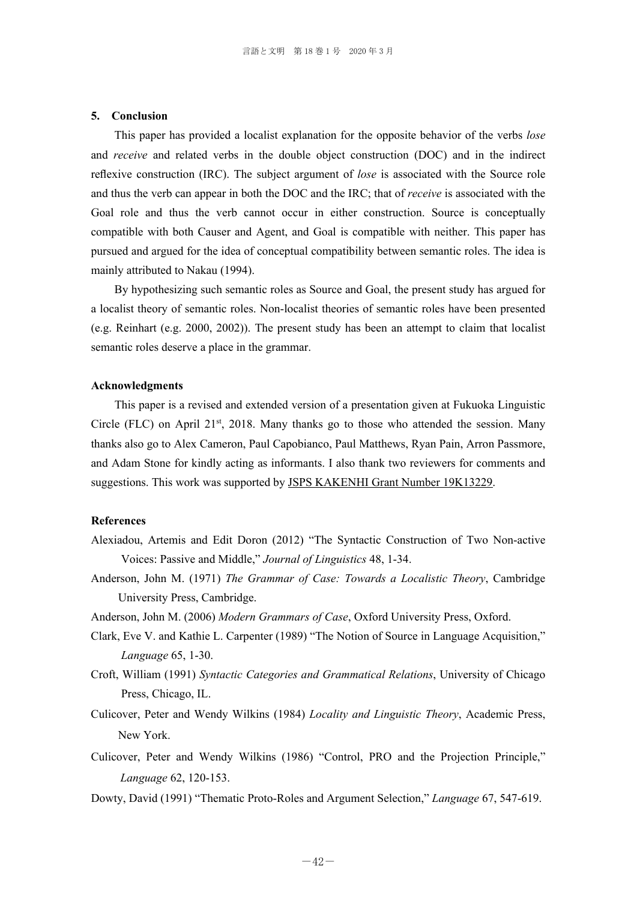## 5. Conclusion

This paper has provided a localist explanation for the opposite behavior of the verbs *lose* and *receive* and related verbs in the double object construction (DOC) and in the indirect reflexive construction (IRC). The subject argument of *lose* is associated with the Source role and thus the verb can appear in both the DOC and the IRC; that of *receive* is associated with the Goal role and thus the verb cannot occur in either construction. Source is conceptually compatible with both Causer and Agent, and Goal is compatible with neither. This paper has pursued and argued for the idea of conceptual compatibility between semantic roles. The idea is mainly attributed to Nakau (1994).

By hypothesizing such semantic roles as Source and Goal, the present study has argued for a localist theory of semantic roles. Non-localist theories of semantic roles have been presented (e.g. Reinhart (e.g. 2000, 2002)). The present study has been an attempt to claim that localist semantic roles deserve a place in the grammar.

### Acknowledgments

This paper is a revised and extended version of a presentation given at Fukuoka Linguistic Circle (FLC) on April 21st, 2018. Many thanks go to those who attended the session. Many thanks also go to Alex Cameron, Paul Capobianco, Paul Matthews, Ryan Pain, Arron Passmore, and Adam Stone for kindly acting as informants. I also thank two reviewers for comments and suggestions. This work was supported by JSPS KAKENHI Grant Number 19K13229.

### References

Alexiadou, Artemis and Edit Doron (2012) “The Syntactic Construction of Two Non-active Voices: Passive and Middle,” *Journal of Linguistics* 48, 1-34.

Anderson, John M. (1971) *The Grammar of Case: Towards a Localistic Theory*, Cambridge University Press, Cambridge.

Anderson, John M. (2006) *Modern Grammars of Case*, Oxford University Press, Oxford.

Clark, Eve V. and Kathie L. Carpenter (1989) “The Notion of Source in Language Acquisition,” *Language* 65, 1-30.

Croft, William (1991) *Syntactic Categories and Grammatical Relations*, University of Chicago Press, Chicago, IL.

Culicover, Peter and Wendy Wilkins (1984) *Locality and Linguistic Theory*, Academic Press, New York.

Culicover, Peter and Wendy Wilkins (1986) “Control, PRO and the Projection Principle,” *Language* 62, 120-153.

Dowty, David (1991) “Thematic Proto-Roles and Argument Selection,” *Language* 67, 547-619.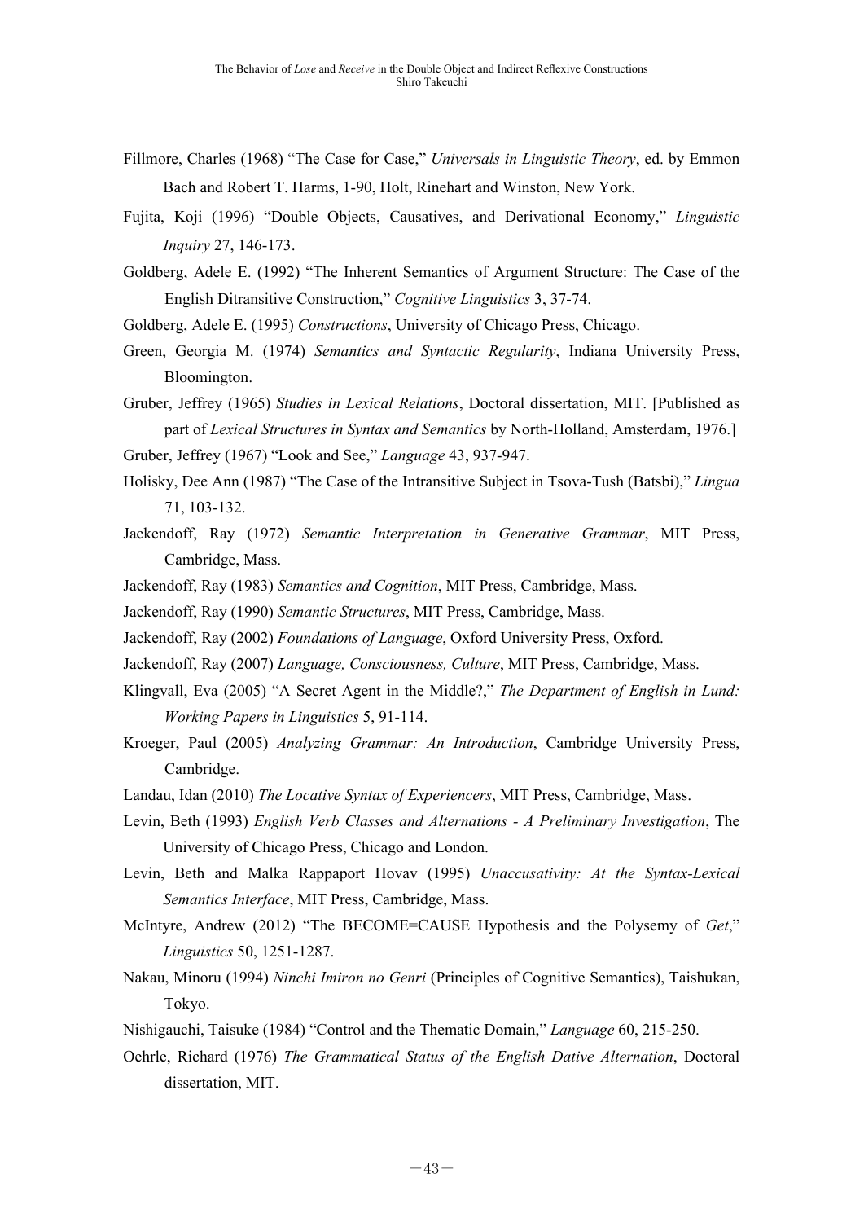Fillmore, Charles (1968) "The Case for Case," *Universals in Linguistic Theory*, ed. by Emmon Bach and Robert T. Harms, 1-90, Holt, Rinehart and Winston, New York.

Fujita, Koji (1996) "Double Objects, Causatives, and Derivational Economy," *Linguistic Inquiry* 27, 146-173.

Goldberg, Adele E. (1992) "The Inherent Semantics of Argument Structure: The Case of the English Ditransitive Construction," *Cognitive Linguistics* 3, 37-74.

Goldberg, Adele E. (1995) *Constructions*, University of Chicago Press, Chicago.

Green, Georgia M. (1974) *Semantics and Syntactic Regularity*, Indiana University Press, Bloomington.

Gruber, Jeffrey (1965) *Studies in Lexical Relations*, Doctoral dissertation, MIT. [Published as part of *Lexical Structures in Syntax and Semantics* by North-Holland, Amsterdam, 1976.]

Gruber, Jeffrey (1967) "Look and See," *Language* 43, 937-947.

Holisky, Dee Ann (1987) "The Case of the Intransitive Subject in Tsova-Tush (Batsbi)," *Lingua* 71, 103-132.

Jackendoff, Ray (1972) *Semantic Interpretation in Generative Grammar*, MIT Press, Cambridge, Mass.

Jackendoff, Ray (1983) *Semantics and Cognition*, MIT Press, Cambridge, Mass.

Jackendoff, Ray (1990) *Semantic Structures*, MIT Press, Cambridge, Mass.

Jackendoff, Ray (2002) *Foundations of Language*, Oxford University Press, Oxford.

Jackendoff, Ray (2007) *Language, Consciousness, Culture*, MIT Press, Cambridge, Mass.

Klingvall, Eva (2005) "A Secret Agent in the Middle?," *The Department of English in Lund: Working Papers in Linguistics* 5, 91-114.

Kroeger, Paul (2005) *Analyzing Grammar: An Introduction*, Cambridge University Press, Cambridge.

Landau, Idan (2010) *The Locative Syntax of Experiencers*, MIT Press, Cambridge, Mass.

Levin, Beth (1993) *English Verb Classes and Alternations - A Preliminary Investigation*, The University of Chicago Press, Chicago and London.

Levin, Beth and Malka Rappaport Hovav (1995) *Unaccusativity: At the Syntax-Lexical Semantics Interface*, MIT Press, Cambridge, Mass.

McIntyre, Andrew (2012) "The BECOME=CAUSE Hypothesis and the Polysemy of *Get*," *Linguistics* 50, 1251-1287.

Nakau, Minoru (1994) *Ninchi Imiron no Genri* (Principles of Cognitive Semantics), Taishukan, Tokyo.

Nishigauchi, Taisuke (1984) "Control and the Thematic Domain," *Language* 60, 215-250.

Oehrle, Richard (1976) *The Grammatical Status of the English Dative Alternation*, Doctoral dissertation, MIT.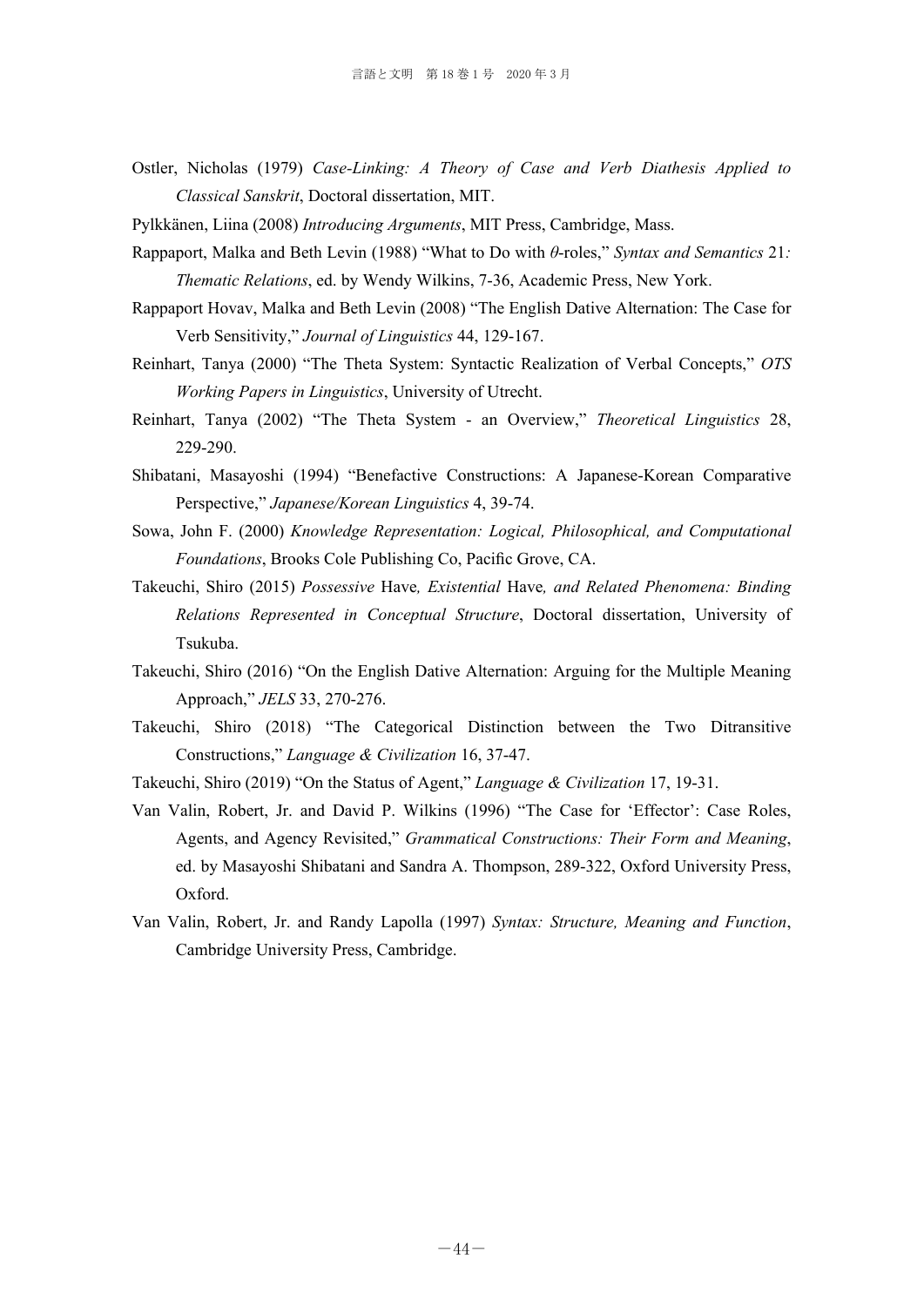Ostler, Nicholas (1979) *Case-Linking: A Theory of Case and Verb Diathesis Applied to Classical Sanskrit*, Doctoral dissertation, MIT.

Pylkkänen, Liina (2008) *Introducing Arguments*, MIT Press, Cambridge, Mass.

Rappaport, Malka and Beth Levin (1988) "What to Do with *θ*-roles," *Syntax and Semantics* 21*: Thematic Relations*, ed. by Wendy Wilkins, 7-36, Academic Press, New York.

Rappaport Hovav, Malka and Beth Levin (2008) "The English Dative Alternation: The Case for Verb Sensitivity," *Journal of Linguistics* 44, 129-167.

Reinhart, Tanya (2000) "The Theta System: Syntactic Realization of Verbal Concepts," *OTS Working Papers in Linguistics*, University of Utrecht.

Reinhart, Tanya (2002) "The Theta System - an Overview," *Theoretical Linguistics* 28, 229-290.

Shibatani, Masayoshi (1994) "Benefactive Constructions: A Japanese-Korean Comparative Perspective," *Japanese/Korean Linguistics* 4, 39-74.

Sowa, John F. (2000) *Knowledge Representation: Logical, Philosophical, and Computational Foundations*, Brooks Cole Publishing Co, Pacific Grove, CA.

Takeuchi, Shiro (2015) *Possessive* Have*, Existential* Have*, and Related Phenomena: Binding Relations Represented in Conceptual Structure*, Doctoral dissertation, University of Tsukuba.

Takeuchi, Shiro (2016) "On the English Dative Alternation: Arguing for the Multiple Meaning Approach," *JELS* 33, 270-276.

Takeuchi, Shiro (2018) "The Categorical Distinction between the Two Ditransitive Constructions," *Language & Civilization* 16, 37-47.

Takeuchi, Shiro (2019) "On the Status of Agent," *Language & Civilization* 17, 19-31.

Van Valin, Robert, Jr. and David P. Wilkins (1996) "The Case for 'Effector': Case Roles, Agents, and Agency Revisited," *Grammatical Constructions: Their Form and Meaning*, ed. by Masayoshi Shibatani and Sandra A. Thompson, 289-322, Oxford University Press, Oxford.

Van Valin, Robert, Jr. and Randy Lapolla (1997) *Syntax: Structure, Meaning and Function*, Cambridge University Press, Cambridge.